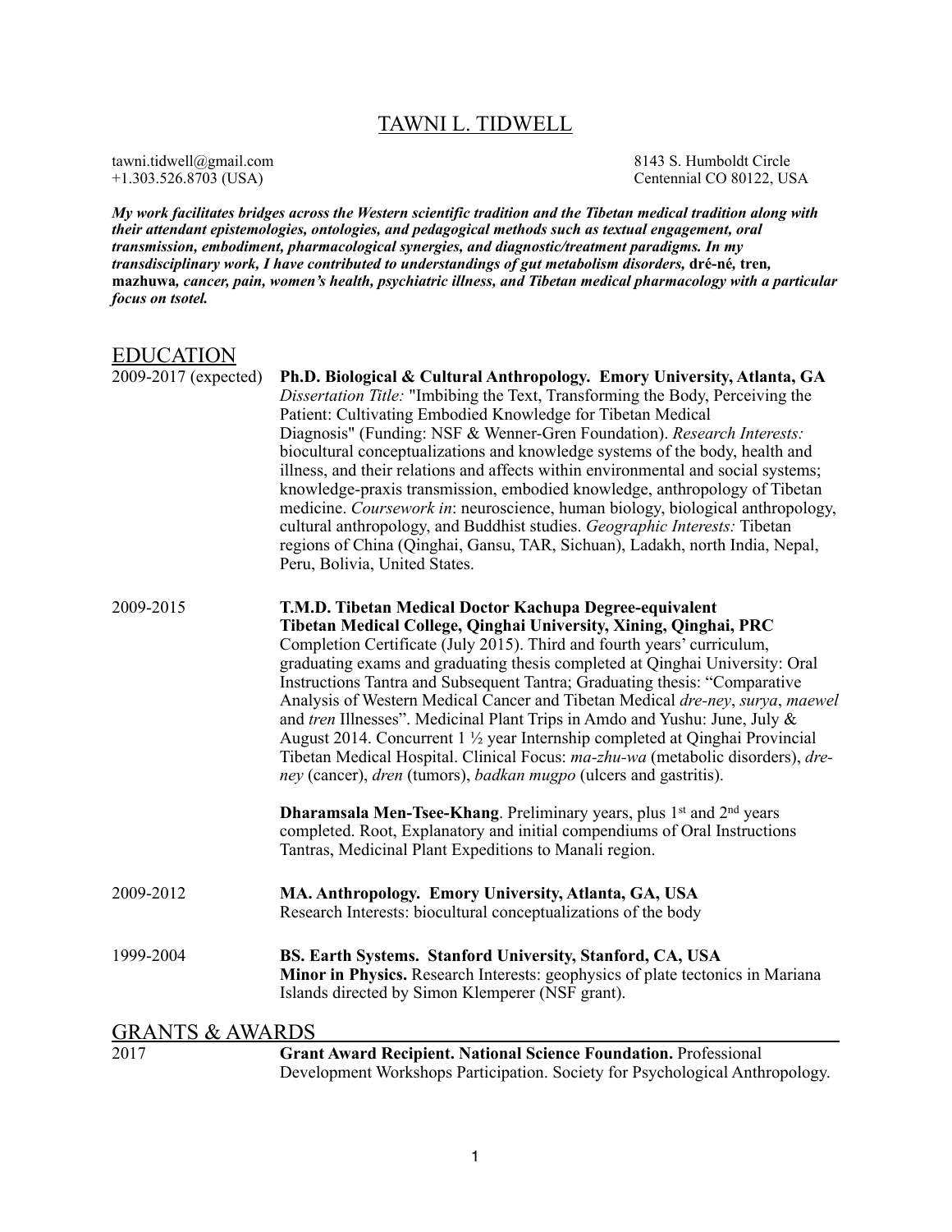# TAWNI L. TIDWELL

tawni.tidwell@gmail.com
+1.303.526.8703 (USA)

8143 S. Humboldt Circle
Centennial CO 80122, USA

***My work facilitates bridges across the Western scientific tradition and the Tibetan medical tradition along with their attendant epistemologies, ontologies, and pedagogical methods such as textual engagement, oral transmission, embodiment, pharmacological synergies, and diagnostic/treatment paradigms. In my transdisciplinary work, I have contributed to understandings of gut metabolism disorders,*** **dré-né, tren, mazhuwa*, cancer, pain, women's health, psychiatric illness, and Tibetan medical pharmacology with a particular focus on tsotel.***

## EDUCATION

**2009-2017 (expected)** — **Ph.D. Biological & Cultural Anthropology. Emory University, Atlanta, GA**
*Dissertation Title:* "Imbibing the Text, Transforming the Body, Perceiving the Patient: Cultivating Embodied Knowledge for Tibetan Medical Diagnosis" (Funding: NSF & Wenner-Gren Foundation). *Research Interests:* biocultural conceptualizations and knowledge systems of the body, health and illness, and their relations and affects within environmental and social systems; knowledge-praxis transmission, embodied knowledge, anthropology of Tibetan medicine. *Coursework in*: neuroscience, human biology, biological anthropology, cultural anthropology, and Buddhist studies. *Geographic Interests:* Tibetan regions of China (Qinghai, Gansu, TAR, Sichuan), Ladakh, north India, Nepal, Peru, Bolivia, United States.

**2009-2015** — **T.M.D. Tibetan Medical Doctor Kachupa Degree-equivalent**
**Tibetan Medical College, Qinghai University, Xining, Qinghai, PRC**
Completion Certificate (July 2015). Third and fourth years' curriculum, graduating exams and graduating thesis completed at Qinghai University: Oral Instructions Tantra and Subsequent Tantra; Graduating thesis: "Comparative Analysis of Western Medical Cancer and Tibetan Medical *dre-ney*, *surya*, *maewel* and *tren* Illnesses". Medicinal Plant Trips in Amdo and Yushu: June, July & August 2014. Concurrent 1 ½ year Internship completed at Qinghai Provincial Tibetan Medical Hospital. Clinical Focus: *ma-zhu-wa* (metabolic disorders), *dre-ney* (cancer), *dren* (tumors), *badkan mugpo* (ulcers and gastritis).

**Dharamsala Men-Tsee-Khang**. Preliminary years, plus 1st and 2nd years completed. Root, Explanatory and initial compendiums of Oral Instructions Tantras, Medicinal Plant Expeditions to Manali region.

**2009-2012** — **MA. Anthropology. Emory University, Atlanta, GA, USA**
Research Interests: biocultural conceptualizations of the body

**1999-2004** — **BS. Earth Systems. Stanford University, Stanford, CA, USA**
**Minor in Physics.** Research Interests: geophysics of plate tectonics in Mariana Islands directed by Simon Klemperer (NSF grant).

## GRANTS & AWARDS

**2017** — **Grant Award Recipient. National Science Foundation.** Professional Development Workshops Participation. Society for Psychological Anthropology.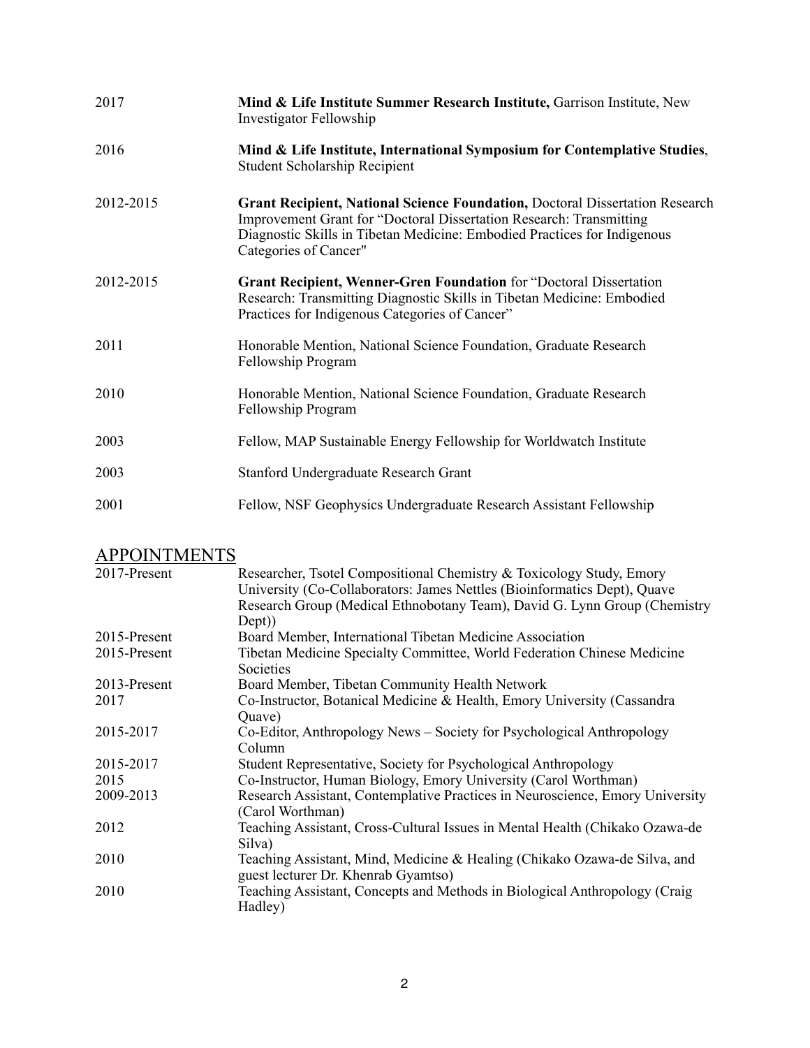2017 **Mind & Life Institute Summer Research Institute,** Garrison Institute, New Investigator Fellowship

2016 **Mind & Life Institute, International Symposium for Contemplative Studies**, Student Scholarship Recipient

2012-2015 **Grant Recipient, National Science Foundation,** Doctoral Dissertation Research Improvement Grant for "Doctoral Dissertation Research: Transmitting Diagnostic Skills in Tibetan Medicine: Embodied Practices for Indigenous Categories of Cancer"

2012-2015 **Grant Recipient, Wenner-Gren Foundation** for "Doctoral Dissertation Research: Transmitting Diagnostic Skills in Tibetan Medicine: Embodied Practices for Indigenous Categories of Cancer"

2011 Honorable Mention, National Science Foundation, Graduate Research Fellowship Program

2010 Honorable Mention, National Science Foundation, Graduate Research Fellowship Program

2003 Fellow, MAP Sustainable Energy Fellowship for Worldwatch Institute

2003 Stanford Undergraduate Research Grant

2001 Fellow, NSF Geophysics Undergraduate Research Assistant Fellowship

## APPOINTMENTS

2017-Present Researcher, Tsotel Compositional Chemistry & Toxicology Study, Emory University (Co-Collaborators: James Nettles (Bioinformatics Dept), Quave Research Group (Medical Ethnobotany Team), David G. Lynn Group (Chemistry Dept))

2015-Present Board Member, International Tibetan Medicine Association

2015-Present Tibetan Medicine Specialty Committee, World Federation Chinese Medicine Societies

2013-Present Board Member, Tibetan Community Health Network

2017 Co-Instructor, Botanical Medicine & Health, Emory University (Cassandra Quave)

2015-2017 Co-Editor, Anthropology News – Society for Psychological Anthropology Column

2015-2017 Student Representative, Society for Psychological Anthropology

2015 Co-Instructor, Human Biology, Emory University (Carol Worthman)

2009-2013 Research Assistant, Contemplative Practices in Neuroscience, Emory University (Carol Worthman)

2012 Teaching Assistant, Cross-Cultural Issues in Mental Health (Chikako Ozawa-de Silva)

2010 Teaching Assistant, Mind, Medicine & Healing (Chikako Ozawa-de Silva, and guest lecturer Dr. Khenrab Gyamtso)

2010 Teaching Assistant, Concepts and Methods in Biological Anthropology (Craig Hadley)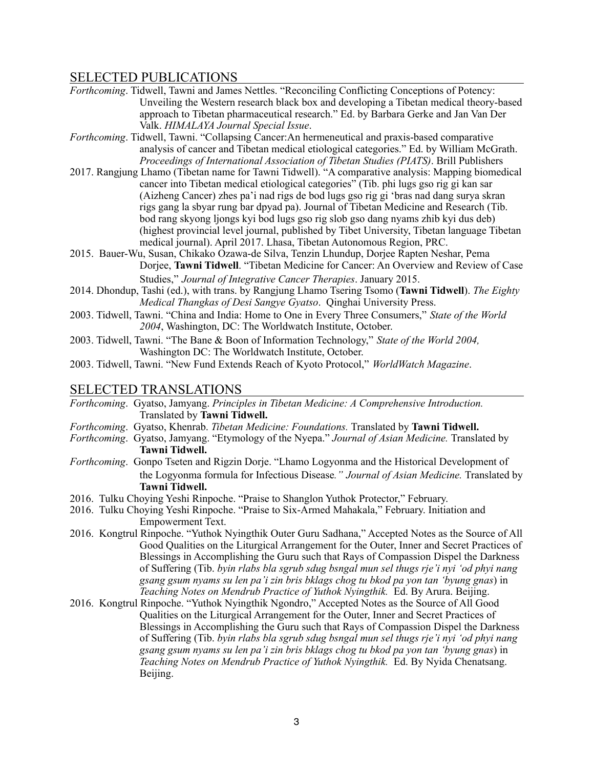## SELECTED PUBLICATIONS

*Forthcoming*. Tidwell, Tawni and James Nettles. "Reconciling Conflicting Conceptions of Potency: Unveiling the Western research black box and developing a Tibetan medical theory-based approach to Tibetan pharmaceutical research." Ed. by Barbara Gerke and Jan Van Der Valk. *HIMALAYA Journal Special Issue*.

*Forthcoming*. Tidwell, Tawni. "Collapsing Cancer:An hermeneutical and praxis-based comparative analysis of cancer and Tibetan medical etiological categories." Ed. by William McGrath. *Proceedings of International Association of Tibetan Studies (PIATS)*. Brill Publishers

2017. Rangjung Lhamo (Tibetan name for Tawni Tidwell). "A comparative analysis: Mapping biomedical cancer into Tibetan medical etiological categories" (Tib. phi lugs gso rig gi kan sar (Aizheng Cancer) zhes pa'i nad rigs de bod lugs gso rig gi 'bras nad dang surya skran rigs gang la sbyar rung bar dpyad pa). Journal of Tibetan Medicine and Research (Tib. bod rang skyong ljongs kyi bod lugs gso rig slob gso dang nyams zhib kyi dus deb) (highest provincial level journal, published by Tibet University, Tibetan language Tibetan medical journal). April 2017. Lhasa, Tibetan Autonomous Region, PRC.

2015. Bauer-Wu, Susan, Chikako Ozawa-de Silva, Tenzin Lhundup, Dorjee Rapten Neshar, Pema Dorjee, **Tawni Tidwell**. "Tibetan Medicine for Cancer: An Overview and Review of Case Studies," *Journal of Integrative Cancer Therapies*. January 2015.

2014. Dhondup, Tashi (ed.), with trans. by Rangjung Lhamo Tsering Tsomo (**Tawni Tidwell**). *The Eighty Medical Thangkas of Desi Sangye Gyatso*. Qinghai University Press.

2003. Tidwell, Tawni. "China and India: Home to One in Every Three Consumers," *State of the World 2004*, Washington, DC: The Worldwatch Institute, October.

2003. Tidwell, Tawni. "The Bane & Boon of Information Technology," *State of the World 2004,* Washington DC: The Worldwatch Institute, October.

2003. Tidwell, Tawni. "New Fund Extends Reach of Kyoto Protocol," *WorldWatch Magazine*.

## SELECTED TRANSLATIONS

*Forthcoming*. Gyatso, Jamyang. *Principles in Tibetan Medicine: A Comprehensive Introduction.* Translated by **Tawni Tidwell.**

*Forthcoming*. Gyatso, Khenrab. *Tibetan Medicine: Foundations.* Translated by **Tawni Tidwell.**

*Forthcoming*. Gyatso, Jamyang. "Etymology of the Nyepa." *Journal of Asian Medicine.* Translated by **Tawni Tidwell.**

*Forthcoming*. Gonpo Tseten and Rigzin Dorje. "Lhamo Logyonma and the Historical Development of the Logyonma formula for Infectious Disease*." Journal of Asian Medicine.* Translated by **Tawni Tidwell.**

2016. Tulku Choying Yeshi Rinpoche. "Praise to Shanglon Yuthok Protector," February.

2016. Tulku Choying Yeshi Rinpoche. "Praise to Six-Armed Mahakala," February. Initiation and Empowerment Text.

2016. Kongtrul Rinpoche. "Yuthok Nyingthik Outer Guru Sadhana," Accepted Notes as the Source of All Good Qualities on the Liturgical Arrangement for the Outer, Inner and Secret Practices of Blessings in Accomplishing the Guru such that Rays of Compassion Dispel the Darkness of Suffering (Tib. *byin rlabs bla sgrub sdug bsngal mun sel thugs rje'i nyi 'od phyi nang gsang gsum nyams su len pa'i zin bris bklags chog tu bkod pa yon tan 'byung gnas*) in *Teaching Notes on Mendrub Practice of Yuthok Nyingthik.* Ed. By Arura. Beijing.

2016. Kongtrul Rinpoche. "Yuthok Nyingthik Ngondro," Accepted Notes as the Source of All Good Qualities on the Liturgical Arrangement for the Outer, Inner and Secret Practices of Blessings in Accomplishing the Guru such that Rays of Compassion Dispel the Darkness of Suffering (Tib. *byin rlabs bla sgrub sdug bsngal mun sel thugs rje'i nyi 'od phyi nang gsang gsum nyams su len pa'i zin bris bklags chog tu bkod pa yon tan 'byung gnas*) in *Teaching Notes on Mendrub Practice of Yuthok Nyingthik.* Ed. By Nyida Chenatsang. Beijing.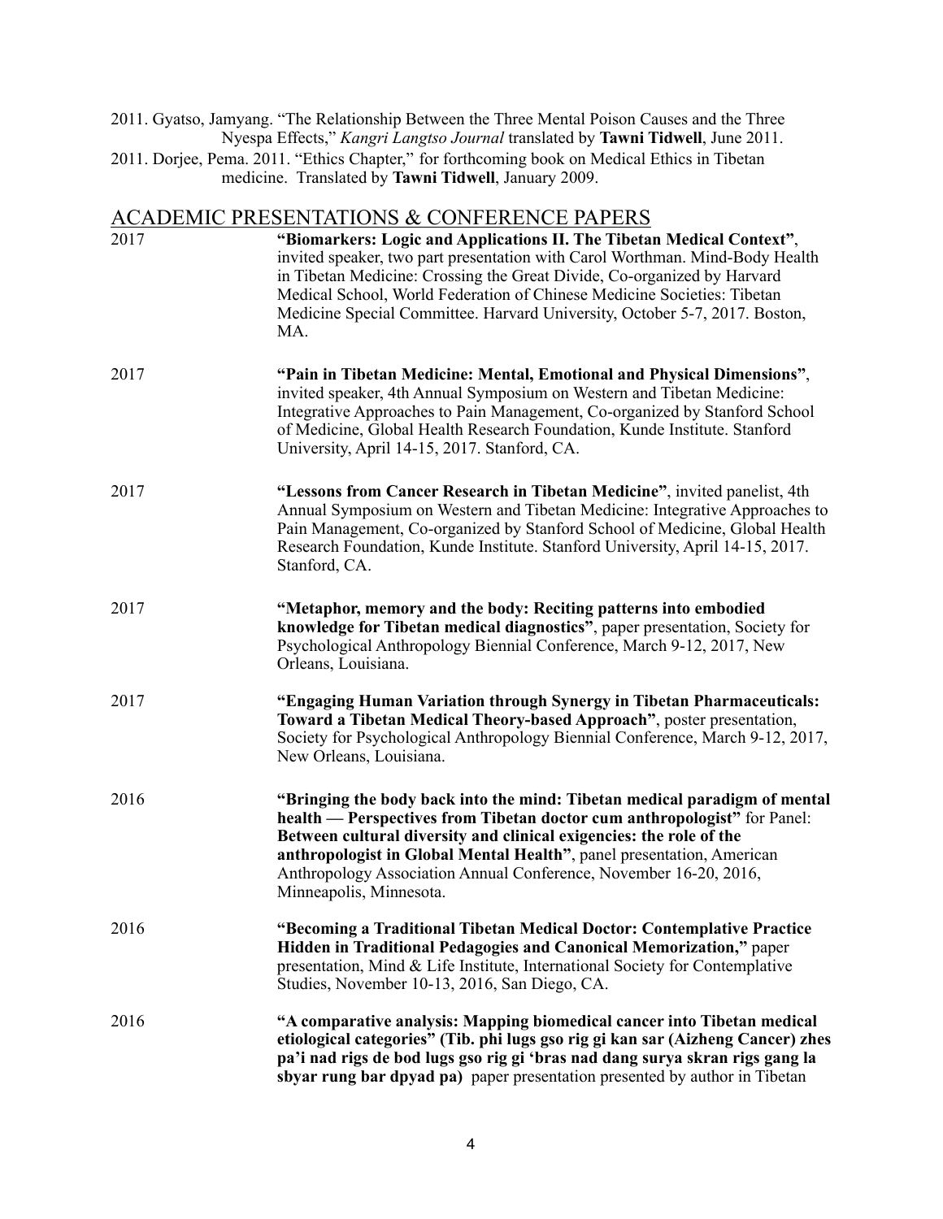2011. Gyatso, Jamyang. "The Relationship Between the Three Mental Poison Causes and the Three Nyespa Effects," *Kangri Langtso Journal* translated by **Tawni Tidwell**, June 2011.

2011. Dorjee, Pema. 2011. "Ethics Chapter," for forthcoming book on Medical Ethics in Tibetan medicine. Translated by **Tawni Tidwell**, January 2009.

## ACADEMIC PRESENTATIONS & CONFERENCE PAPERS

2017 — **"Biomarkers: Logic and Applications II. The Tibetan Medical Context"**, invited speaker, two part presentation with Carol Worthman. Mind-Body Health in Tibetan Medicine: Crossing the Great Divide, Co-organized by Harvard Medical School, World Federation of Chinese Medicine Societies: Tibetan Medicine Special Committee. Harvard University, October 5-7, 2017. Boston, MA.

2017 — **"Pain in Tibetan Medicine: Mental, Emotional and Physical Dimensions"**, invited speaker, 4th Annual Symposium on Western and Tibetan Medicine: Integrative Approaches to Pain Management, Co-organized by Stanford School of Medicine, Global Health Research Foundation, Kunde Institute. Stanford University, April 14-15, 2017. Stanford, CA.

2017 — **"Lessons from Cancer Research in Tibetan Medicine"**, invited panelist, 4th Annual Symposium on Western and Tibetan Medicine: Integrative Approaches to Pain Management, Co-organized by Stanford School of Medicine, Global Health Research Foundation, Kunde Institute. Stanford University, April 14-15, 2017. Stanford, CA.

2017 — **"Metaphor, memory and the body: Reciting patterns into embodied knowledge for Tibetan medical diagnostics"**, paper presentation, Society for Psychological Anthropology Biennial Conference, March 9-12, 2017, New Orleans, Louisiana.

2017 — **"Engaging Human Variation through Synergy in Tibetan Pharmaceuticals: Toward a Tibetan Medical Theory-based Approach"**, poster presentation, Society for Psychological Anthropology Biennial Conference, March 9-12, 2017, New Orleans, Louisiana.

2016 — **"Bringing the body back into the mind: Tibetan medical paradigm of mental health — Perspectives from Tibetan doctor cum anthropologist"** for Panel: **Between cultural diversity and clinical exigencies: the role of the anthropologist in Global Mental Health"**, panel presentation, American Anthropology Association Annual Conference, November 16-20, 2016, Minneapolis, Minnesota.

2016 — **"Becoming a Traditional Tibetan Medical Doctor: Contemplative Practice Hidden in Traditional Pedagogies and Canonical Memorization,"** paper presentation, Mind & Life Institute, International Society for Contemplative Studies, November 10-13, 2016, San Diego, CA.

2016 — **"A comparative analysis: Mapping biomedical cancer into Tibetan medical etiological categories" (Tib. phi lugs gso rig gi kan sar (Aizheng Cancer) zhes pa'i nad rigs de bod lugs gso rig gi 'bras nad dang surya skran rigs gang la sbyar rung bar dpyad pa)** paper presentation presented by author in Tibetan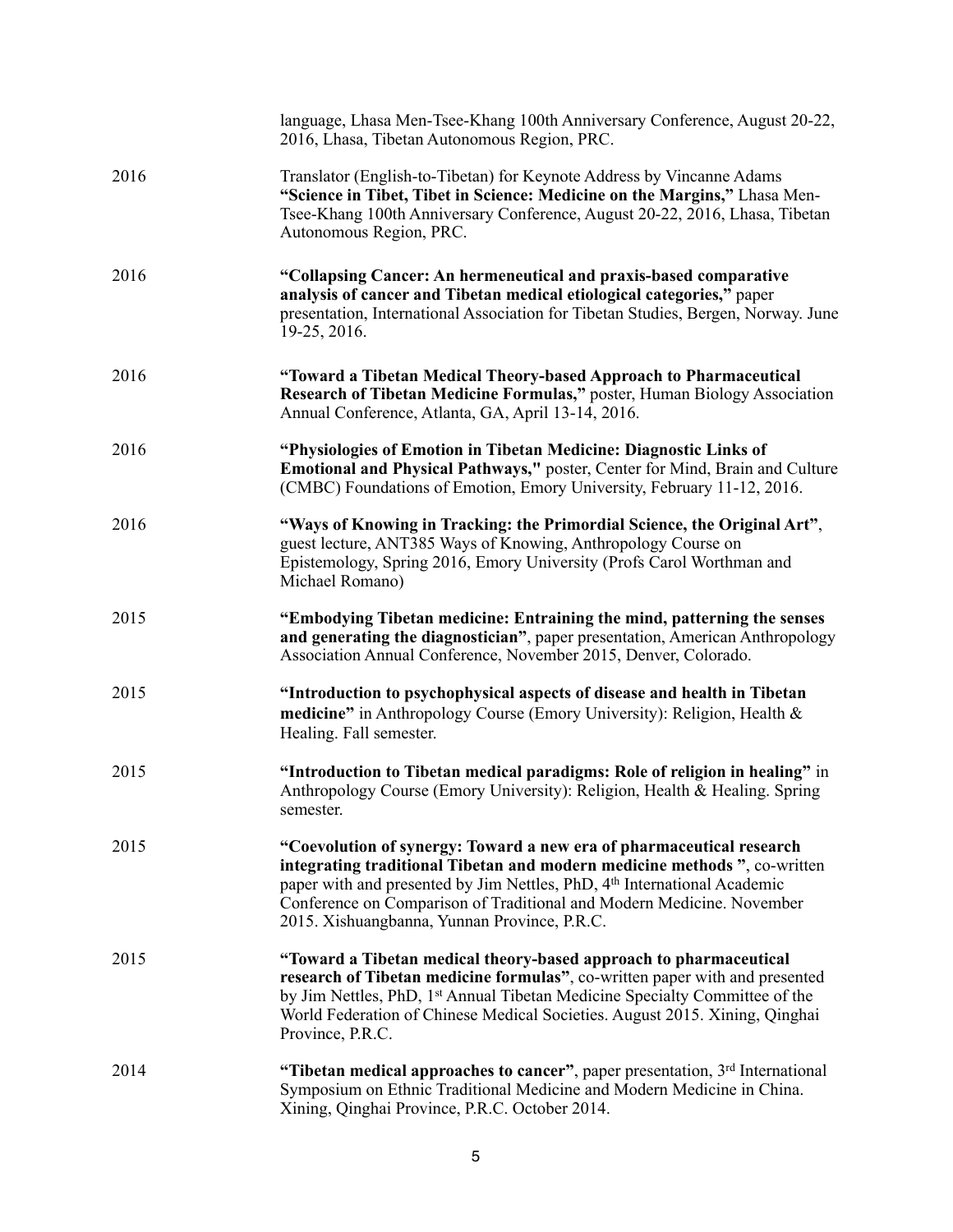| | |
|---|---|
| | language, Lhasa Men-Tsee-Khang 100th Anniversary Conference, August 20-22, 2016, Lhasa, Tibetan Autonomous Region, PRC. |
| 2016 | Translator (English-to-Tibetan) for Keynote Address by Vincanne Adams **"Science in Tibet, Tibet in Science: Medicine on the Margins,"** Lhasa Men-Tsee-Khang 100th Anniversary Conference, August 20-22, 2016, Lhasa, Tibetan Autonomous Region, PRC. |
| 2016 | **"Collapsing Cancer: An hermeneutical and praxis-based comparative analysis of cancer and Tibetan medical etiological categories,"** paper presentation, International Association for Tibetan Studies, Bergen, Norway. June 19-25, 2016. |
| 2016 | **"Toward a Tibetan Medical Theory-based Approach to Pharmaceutical Research of Tibetan Medicine Formulas,"** poster, Human Biology Association Annual Conference, Atlanta, GA, April 13-14, 2016. |
| 2016 | **"Physiologies of Emotion in Tibetan Medicine: Diagnostic Links of Emotional and Physical Pathways,"** poster, Center for Mind, Brain and Culture (CMBC) Foundations of Emotion, Emory University, February 11-12, 2016. |
| 2016 | **"Ways of Knowing in Tracking: the Primordial Science, the Original Art"**, guest lecture, ANT385 Ways of Knowing, Anthropology Course on Epistemology, Spring 2016, Emory University (Profs Carol Worthman and Michael Romano) |
| 2015 | **"Embodying Tibetan medicine: Entraining the mind, patterning the senses and generating the diagnostician"**, paper presentation, American Anthropology Association Annual Conference, November 2015, Denver, Colorado. |
| 2015 | **"Introduction to psychophysical aspects of disease and health in Tibetan medicine"** in Anthropology Course (Emory University): Religion, Health & Healing. Fall semester. |
| 2015 | **"Introduction to Tibetan medical paradigms: Role of religion in healing"** in Anthropology Course (Emory University): Religion, Health & Healing. Spring semester. |
| 2015 | **"Coevolution of synergy: Toward a new era of pharmaceutical research integrating traditional Tibetan and modern medicine methods "**, co-written paper with and presented by Jim Nettles, PhD, 4th International Academic Conference on Comparison of Traditional and Modern Medicine. November 2015. Xishuangbanna, Yunnan Province, P.R.C. |
| 2015 | **"Toward a Tibetan medical theory-based approach to pharmaceutical research of Tibetan medicine formulas"**, co-written paper with and presented by Jim Nettles, PhD, 1st Annual Tibetan Medicine Specialty Committee of the World Federation of Chinese Medical Societies. August 2015. Xining, Qinghai Province, P.R.C. |
| 2014 | **"Tibetan medical approaches to cancer"**, paper presentation, 3rd International Symposium on Ethnic Traditional Medicine and Modern Medicine in China. Xining, Qinghai Province, P.R.C. October 2014. |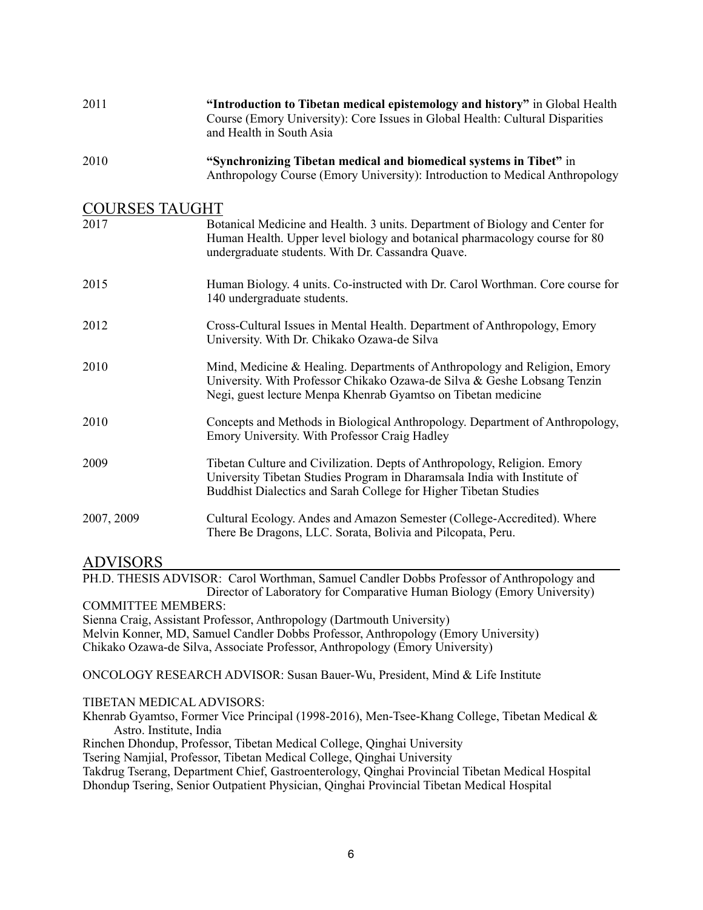2011 **"Introduction to Tibetan medical epistemology and history"** in Global Health Course (Emory University): Core Issues in Global Health: Cultural Disparities and Health in South Asia

2010 **"Synchronizing Tibetan medical and biomedical systems in Tibet"** in Anthropology Course (Emory University): Introduction to Medical Anthropology

## COURSES TAUGHT

2017 Botanical Medicine and Health. 3 units. Department of Biology and Center for Human Health. Upper level biology and botanical pharmacology course for 80 undergraduate students. With Dr. Cassandra Quave.

2015 Human Biology. 4 units. Co-instructed with Dr. Carol Worthman. Core course for 140 undergraduate students.

2012 Cross-Cultural Issues in Mental Health. Department of Anthropology, Emory University. With Dr. Chikako Ozawa-de Silva

2010 Mind, Medicine & Healing. Departments of Anthropology and Religion, Emory University. With Professor Chikako Ozawa-de Silva & Geshe Lobsang Tenzin Negi, guest lecture Menpa Khenrab Gyamtso on Tibetan medicine

2010 Concepts and Methods in Biological Anthropology. Department of Anthropology, Emory University. With Professor Craig Hadley

2009 Tibetan Culture and Civilization. Depts of Anthropology, Religion. Emory University Tibetan Studies Program in Dharamsala India with Institute of Buddhist Dialectics and Sarah College for Higher Tibetan Studies

2007, 2009 Cultural Ecology. Andes and Amazon Semester (College-Accredited). Where There Be Dragons, LLC. Sorata, Bolivia and Pilcopata, Peru.

## ADVISORS

PH.D. THESIS ADVISOR: Carol Worthman, Samuel Candler Dobbs Professor of Anthropology and Director of Laboratory for Comparative Human Biology (Emory University)

COMMITTEE MEMBERS:

Sienna Craig, Assistant Professor, Anthropology (Dartmouth University)
Melvin Konner, MD, Samuel Candler Dobbs Professor, Anthropology (Emory University)
Chikako Ozawa-de Silva, Associate Professor, Anthropology (Emory University)

ONCOLOGY RESEARCH ADVISOR: Susan Bauer-Wu, President, Mind & Life Institute

TIBETAN MEDICAL ADVISORS:

Khenrab Gyamtso, Former Vice Principal (1998-2016), Men-Tsee-Khang College, Tibetan Medical & Astro. Institute, India
Rinchen Dhondup, Professor, Tibetan Medical College, Qinghai University
Tsering Namjial, Professor, Tibetan Medical College, Qinghai University
Takdrug Tserang, Department Chief, Gastroenterology, Qinghai Provincial Tibetan Medical Hospital
Dhondup Tsering, Senior Outpatient Physician, Qinghai Provincial Tibetan Medical Hospital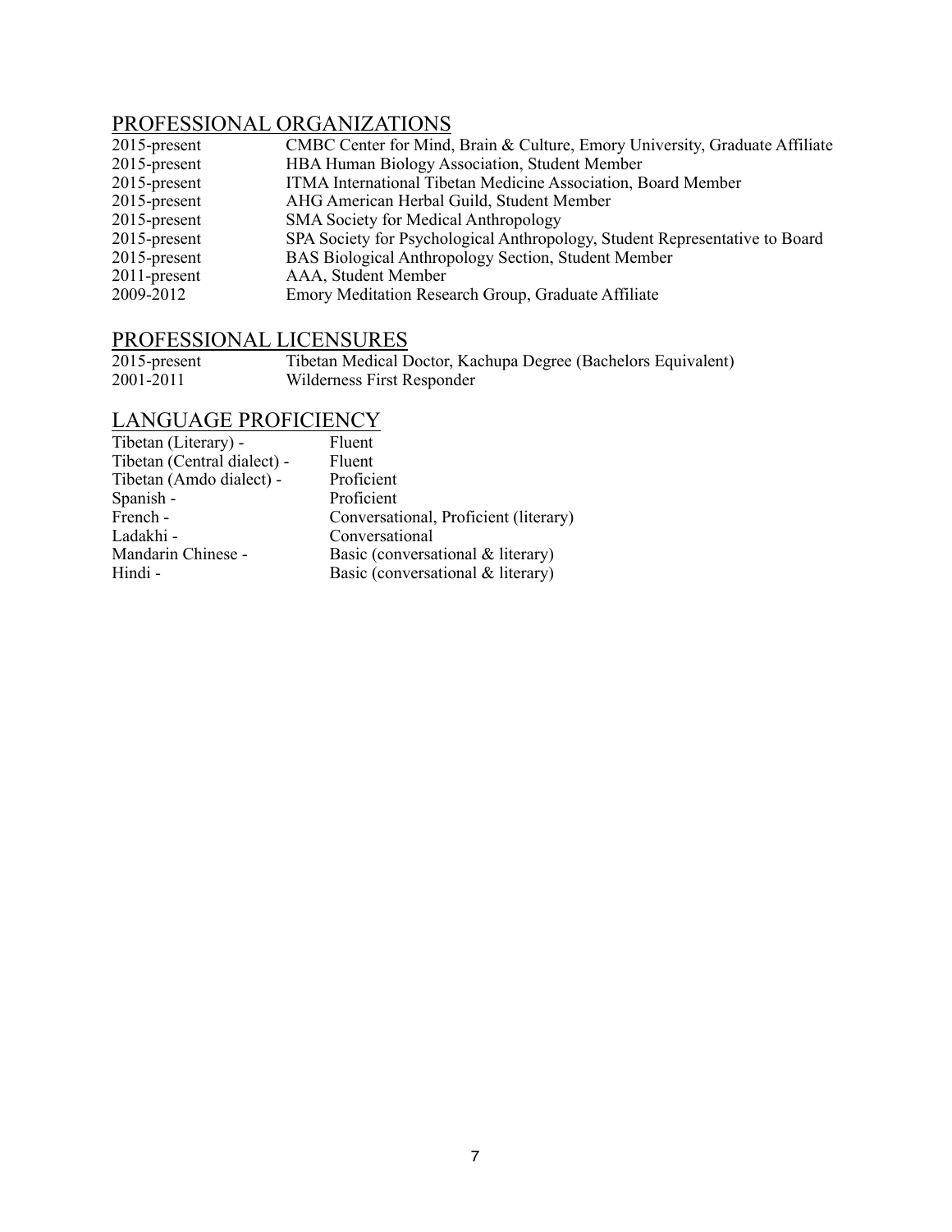## PROFESSIONAL ORGANIZATIONS

| | |
|---|---|
| 2015-present | CMBC Center for Mind, Brain & Culture, Emory University, Graduate Affiliate |
| 2015-present | HBA Human Biology Association, Student Member |
| 2015-present | ITMA International Tibetan Medicine Association, Board Member |
| 2015-present | AHG American Herbal Guild, Student Member |
| 2015-present | SMA Society for Medical Anthropology |
| 2015-present | SPA Society for Psychological Anthropology, Student Representative to Board |
| 2015-present | BAS Biological Anthropology Section, Student Member |
| 2011-present | AAA, Student Member |
| 2009-2012 | Emory Meditation Research Group, Graduate Affiliate |

## PROFESSIONAL LICENSURES

| | |
|---|---|
| 2015-present | Tibetan Medical Doctor, Kachupa Degree (Bachelors Equivalent) |
| 2001-2011 | Wilderness First Responder |

## LANGUAGE PROFICIENCY

| | |
|---|---|
| Tibetan (Literary) - | Fluent |
| Tibetan (Central dialect) - | Fluent |
| Tibetan (Amdo dialect) - | Proficient |
| Spanish - | Proficient |
| French - | Conversational, Proficient (literary) |
| Ladakhi - | Conversational |
| Mandarin Chinese - | Basic (conversational & literary) |
| Hindi - | Basic (conversational & literary) |